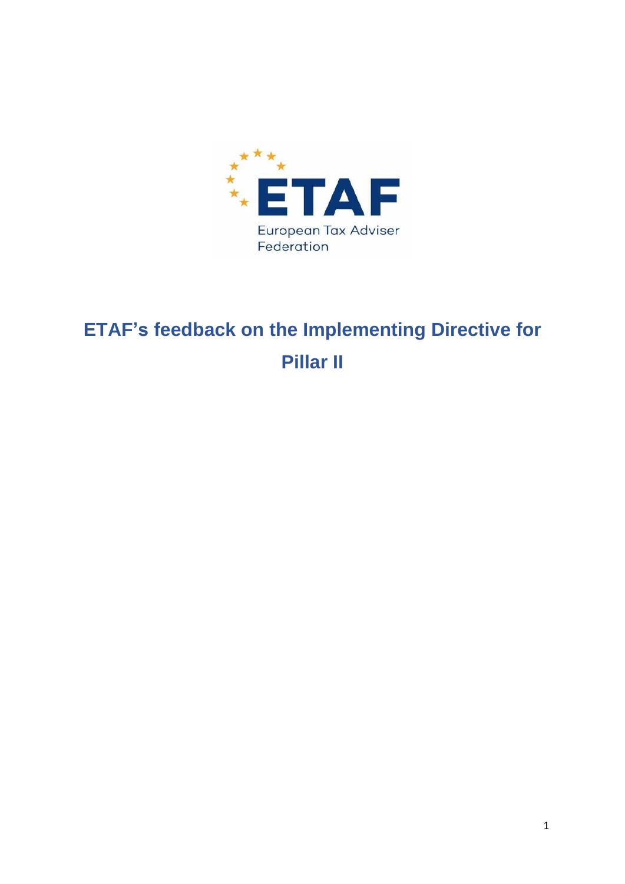# ETAF's feedback on the Implementing Directive for Pillar II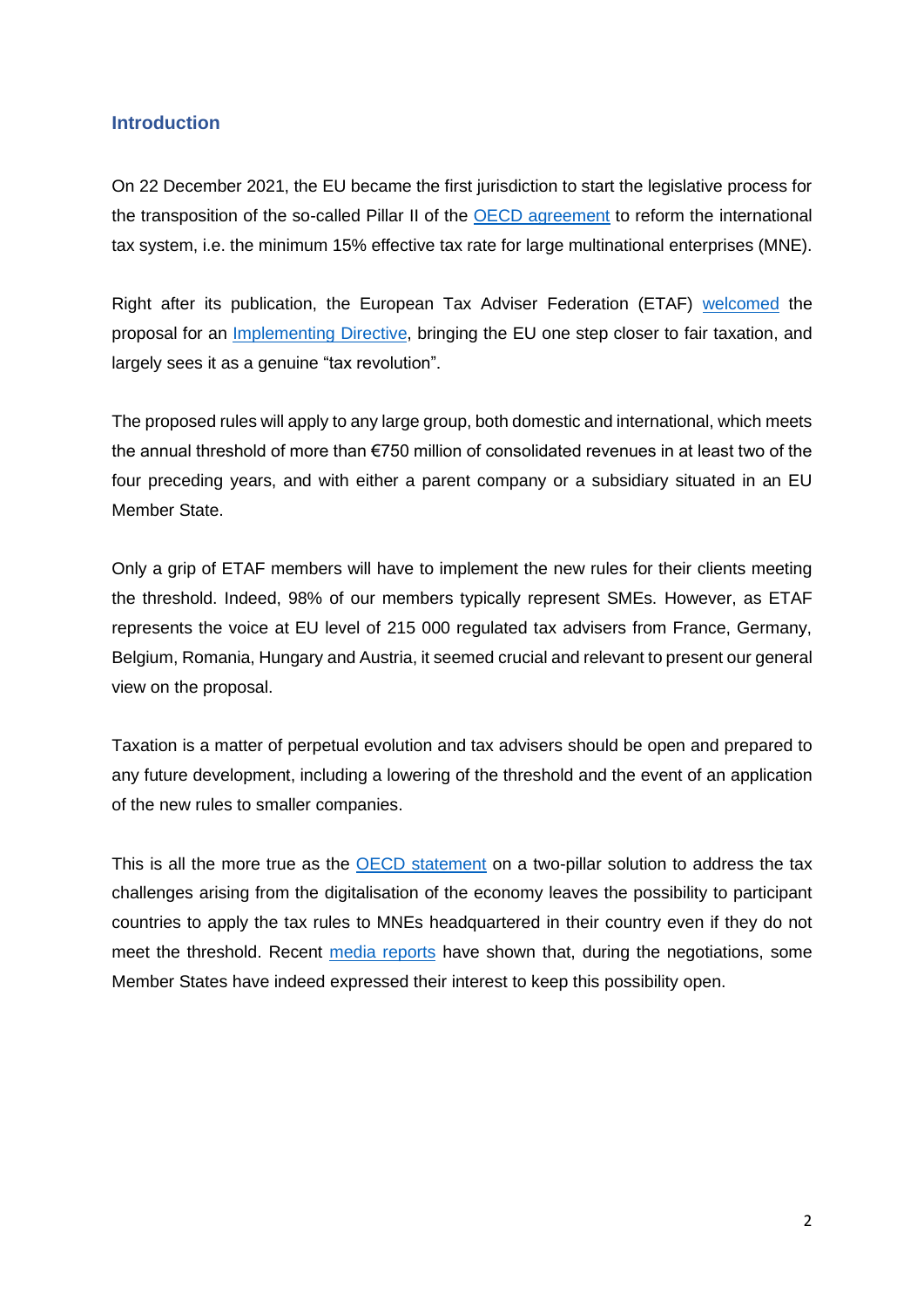## Introduction

On 22 December 2021, the EU became the first jurisdiction to start the legislative process for the transposition of the so-called Pillar II of the OECD agreement to reform the international tax system, i.e. the minimum 15% effective tax rate for large multinational enterprises (MNE).

Right after its publication, the European Tax Adviser Federation (ETAF) welcomed the proposal for an Implementing Directive, bringing the EU one step closer to fair taxation, and largely sees it as a genuine "tax revolution".

The proposed rules will apply to any large group, both domestic and international, which meets the annual threshold of more than €750 million of consolidated revenues in at least two of the four preceding years, and with either a parent company or a subsidiary situated in an EU Member State.

Only a grip of ETAF members will have to implement the new rules for their clients meeting the threshold. Indeed, 98% of our members typically represent SMEs. However, as ETAF represents the voice at EU level of 215 000 regulated tax advisers from France, Germany, Belgium, Romania, Hungary and Austria, it seemed crucial and relevant to present our general view on the proposal.

Taxation is a matter of perpetual evolution and tax advisers should be open and prepared to any future development, including a lowering of the threshold and the event of an application of the new rules to smaller companies.

This is all the more true as the OECD statement on a two-pillar solution to address the tax challenges arising from the digitalisation of the economy leaves the possibility to participant countries to apply the tax rules to MNEs headquartered in their country even if they do not meet the threshold. Recent media reports have shown that, during the negotiations, some Member States have indeed expressed their interest to keep this possibility open.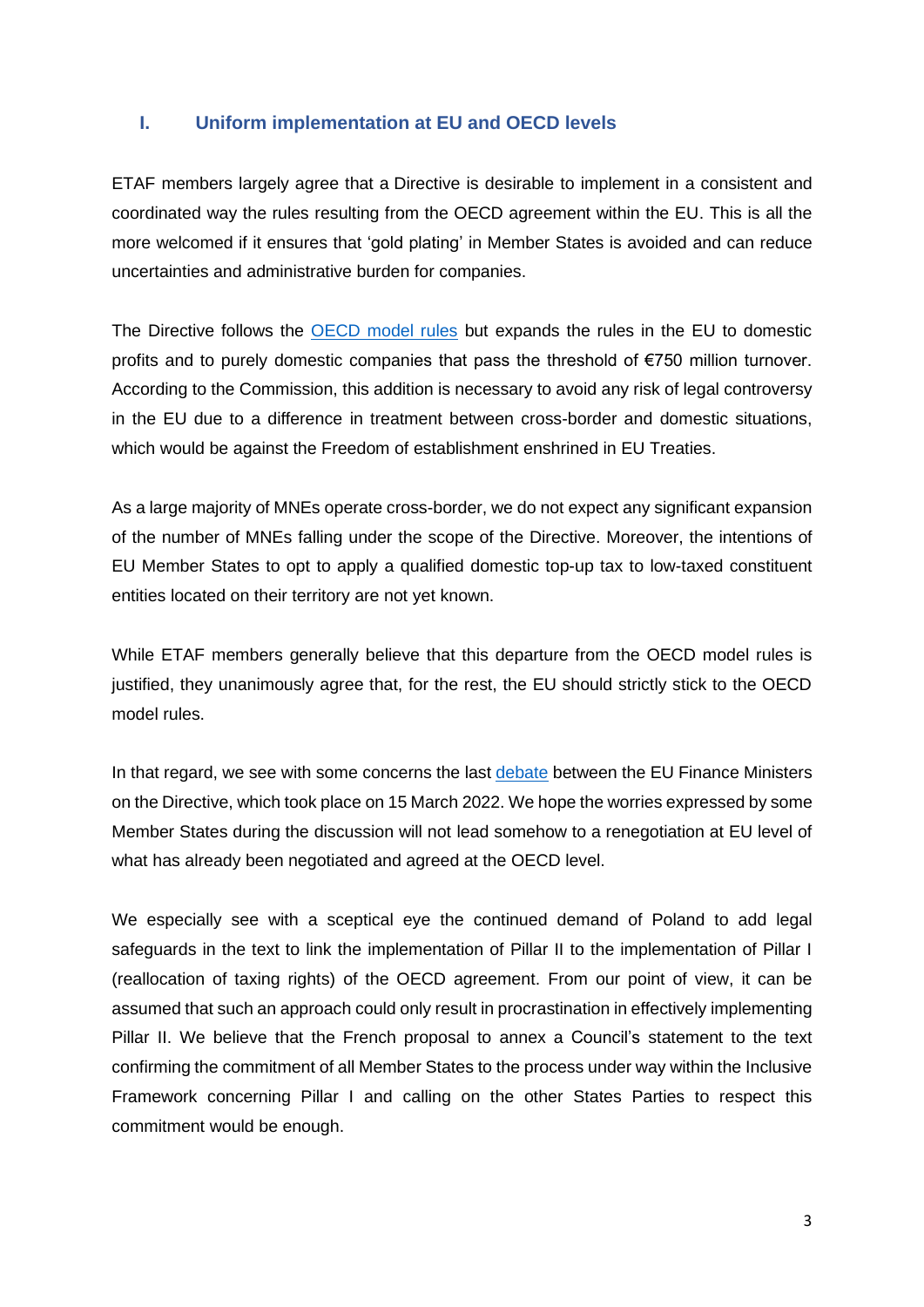## I. Uniform implementation at EU and OECD levels

ETAF members largely agree that a Directive is desirable to implement in a consistent and coordinated way the rules resulting from the OECD agreement within the EU. This is all the more welcomed if it ensures that 'gold plating' in Member States is avoided and can reduce uncertainties and administrative burden for companies.

The Directive follows the [OECD model rules]() but expands the rules in the EU to domestic profits and to purely domestic companies that pass the threshold of €750 million turnover. According to the Commission, this addition is necessary to avoid any risk of legal controversy in the EU due to a difference in treatment between cross-border and domestic situations, which would be against the Freedom of establishment enshrined in EU Treaties.

As a large majority of MNEs operate cross-border, we do not expect any significant expansion of the number of MNEs falling under the scope of the Directive. Moreover, the intentions of EU Member States to opt to apply a qualified domestic top-up tax to low-taxed constituent entities located on their territory are not yet known.

While ETAF members generally believe that this departure from the OECD model rules is justified, they unanimously agree that, for the rest, the EU should strictly stick to the OECD model rules.

In that regard, we see with some concerns the last [debate]() between the EU Finance Ministers on the Directive, which took place on 15 March 2022. We hope the worries expressed by some Member States during the discussion will not lead somehow to a renegotiation at EU level of what has already been negotiated and agreed at the OECD level.

We especially see with a sceptical eye the continued demand of Poland to add legal safeguards in the text to link the implementation of Pillar II to the implementation of Pillar I (reallocation of taxing rights) of the OECD agreement. From our point of view, it can be assumed that such an approach could only result in procrastination in effectively implementing Pillar II. We believe that the French proposal to annex a Council's statement to the text confirming the commitment of all Member States to the process under way within the Inclusive Framework concerning Pillar I and calling on the other States Parties to respect this commitment would be enough.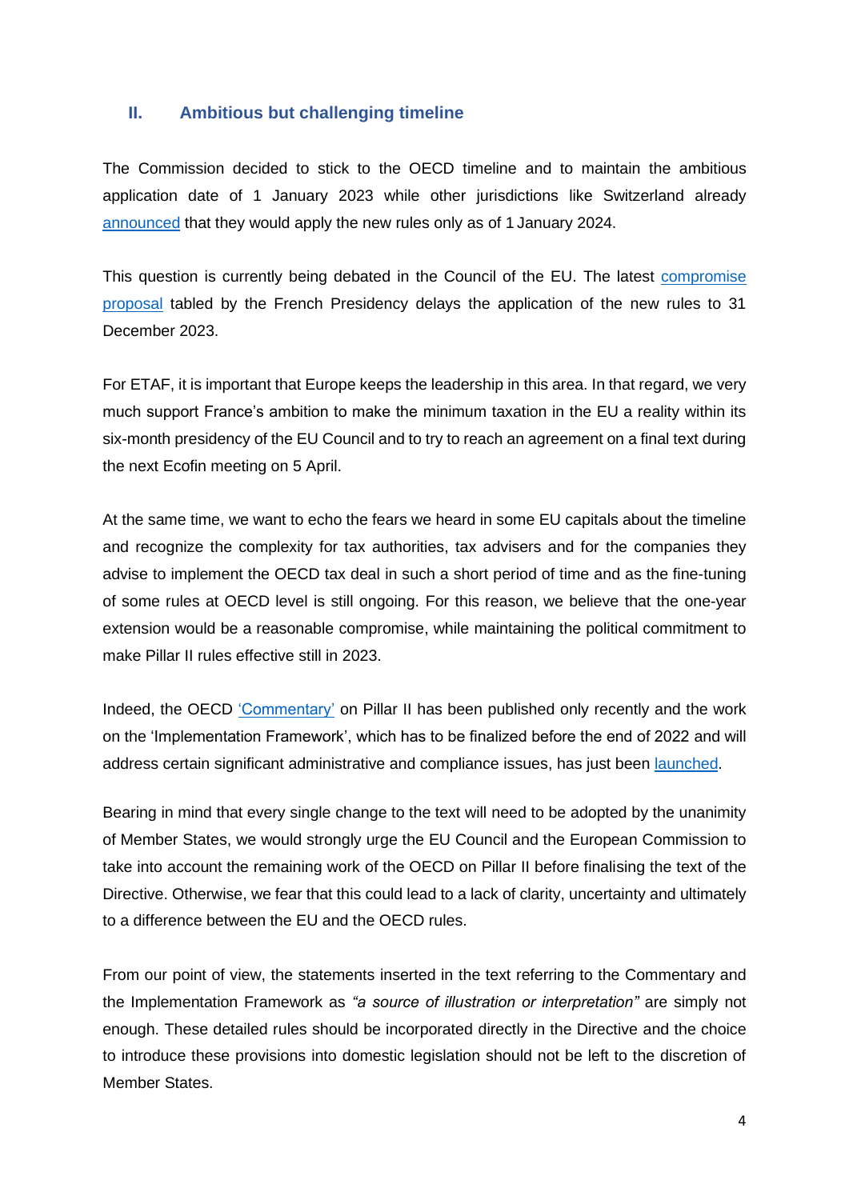## II. Ambitious but challenging timeline

The Commission decided to stick to the OECD timeline and to maintain the ambitious application date of 1 January 2023 while other jurisdictions like Switzerland already announced that they would apply the new rules only as of 1 January 2024.

This question is currently being debated in the Council of the EU. The latest compromise proposal tabled by the French Presidency delays the application of the new rules to 31 December 2023.

For ETAF, it is important that Europe keeps the leadership in this area. In that regard, we very much support France's ambition to make the minimum taxation in the EU a reality within its six-month presidency of the EU Council and to try to reach an agreement on a final text during the next Ecofin meeting on 5 April.

At the same time, we want to echo the fears we heard in some EU capitals about the timeline and recognize the complexity for tax authorities, tax advisers and for the companies they advise to implement the OECD tax deal in such a short period of time and as the fine-tuning of some rules at OECD level is still ongoing. For this reason, we believe that the one-year extension would be a reasonable compromise, while maintaining the political commitment to make Pillar II rules effective still in 2023.

Indeed, the OECD 'Commentary' on Pillar II has been published only recently and the work on the 'Implementation Framework', which has to be finalized before the end of 2022 and will address certain significant administrative and compliance issues, has just been launched.

Bearing in mind that every single change to the text will need to be adopted by the unanimity of Member States, we would strongly urge the EU Council and the European Commission to take into account the remaining work of the OECD on Pillar II before finalising the text of the Directive. Otherwise, we fear that this could lead to a lack of clarity, uncertainty and ultimately to a difference between the EU and the OECD rules.

From our point of view, the statements inserted in the text referring to the Commentary and the Implementation Framework as *"a source of illustration or interpretation"* are simply not enough. These detailed rules should be incorporated directly in the Directive and the choice to introduce these provisions into domestic legislation should not be left to the discretion of Member States.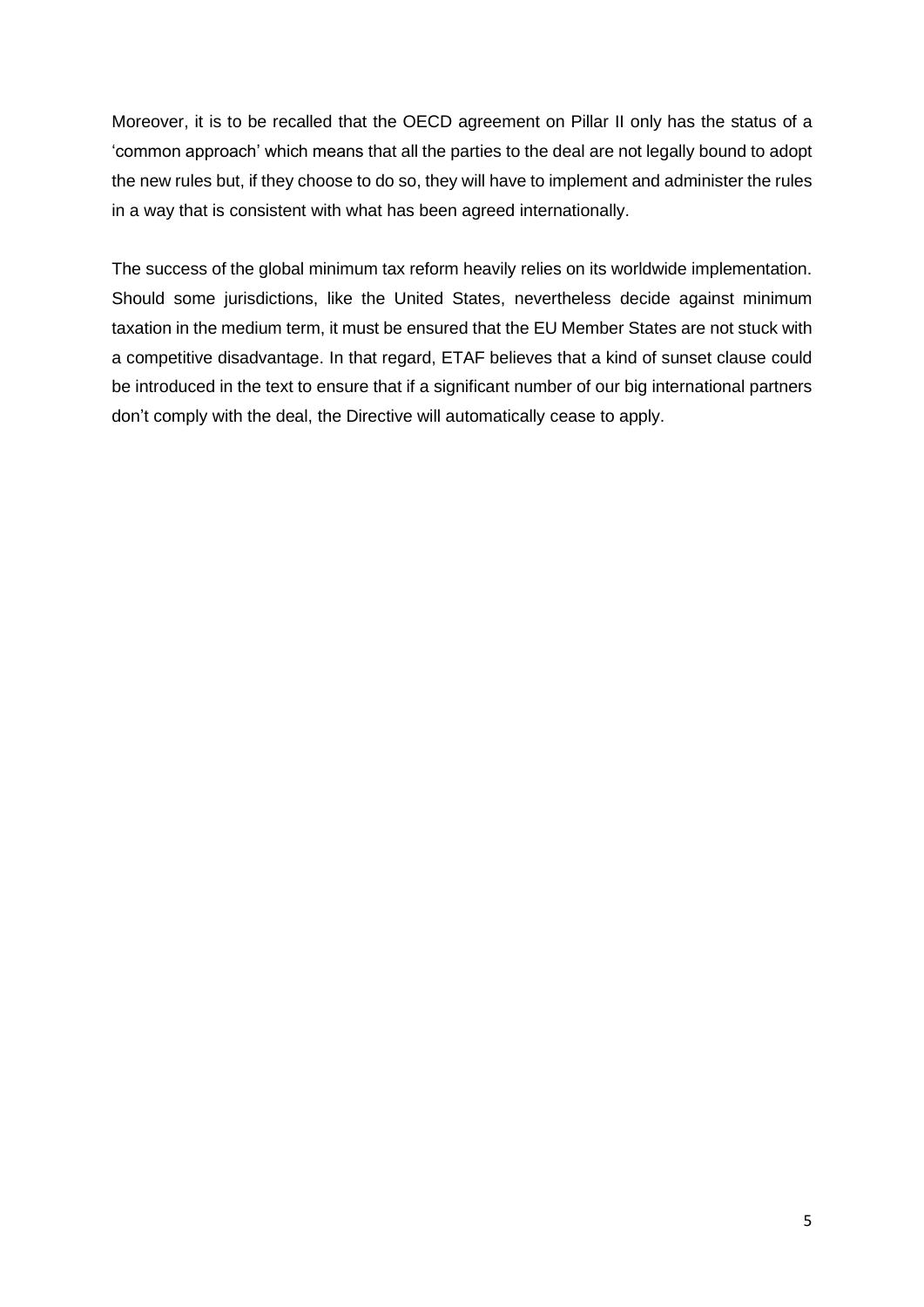Moreover, it is to be recalled that the OECD agreement on Pillar II only has the status of a 'common approach' which means that all the parties to the deal are not legally bound to adopt the new rules but, if they choose to do so, they will have to implement and administer the rules in a way that is consistent with what has been agreed internationally.

The success of the global minimum tax reform heavily relies on its worldwide implementation. Should some jurisdictions, like the United States, nevertheless decide against minimum taxation in the medium term, it must be ensured that the EU Member States are not stuck with a competitive disadvantage. In that regard, ETAF believes that a kind of sunset clause could be introduced in the text to ensure that if a significant number of our big international partners don't comply with the deal, the Directive will automatically cease to apply.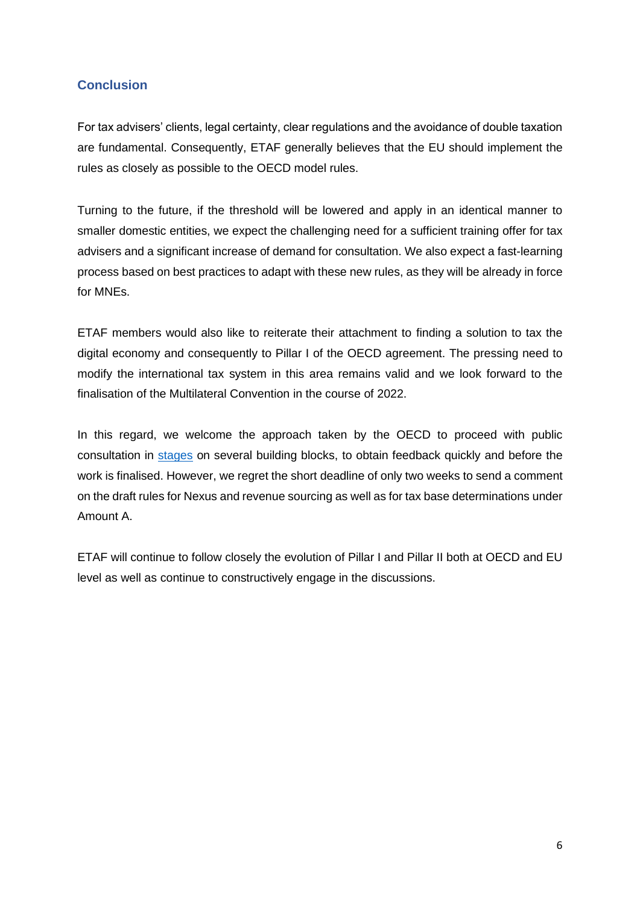## Conclusion

For tax advisers' clients, legal certainty, clear regulations and the avoidance of double taxation are fundamental. Consequently, ETAF generally believes that the EU should implement the rules as closely as possible to the OECD model rules.

Turning to the future, if the threshold will be lowered and apply in an identical manner to smaller domestic entities, we expect the challenging need for a sufficient training offer for tax advisers and a significant increase of demand for consultation. We also expect a fast-learning process based on best practices to adapt with these new rules, as they will be already in force for MNEs.

ETAF members would also like to reiterate their attachment to finding a solution to tax the digital economy and consequently to Pillar I of the OECD agreement. The pressing need to modify the international tax system in this area remains valid and we look forward to the finalisation of the Multilateral Convention in the course of 2022.

In this regard, we welcome the approach taken by the OECD to proceed with public consultation in stages on several building blocks, to obtain feedback quickly and before the work is finalised. However, we regret the short deadline of only two weeks to send a comment on the draft rules for Nexus and revenue sourcing as well as for tax base determinations under Amount A.

ETAF will continue to follow closely the evolution of Pillar I and Pillar II both at OECD and EU level as well as continue to constructively engage in the discussions.